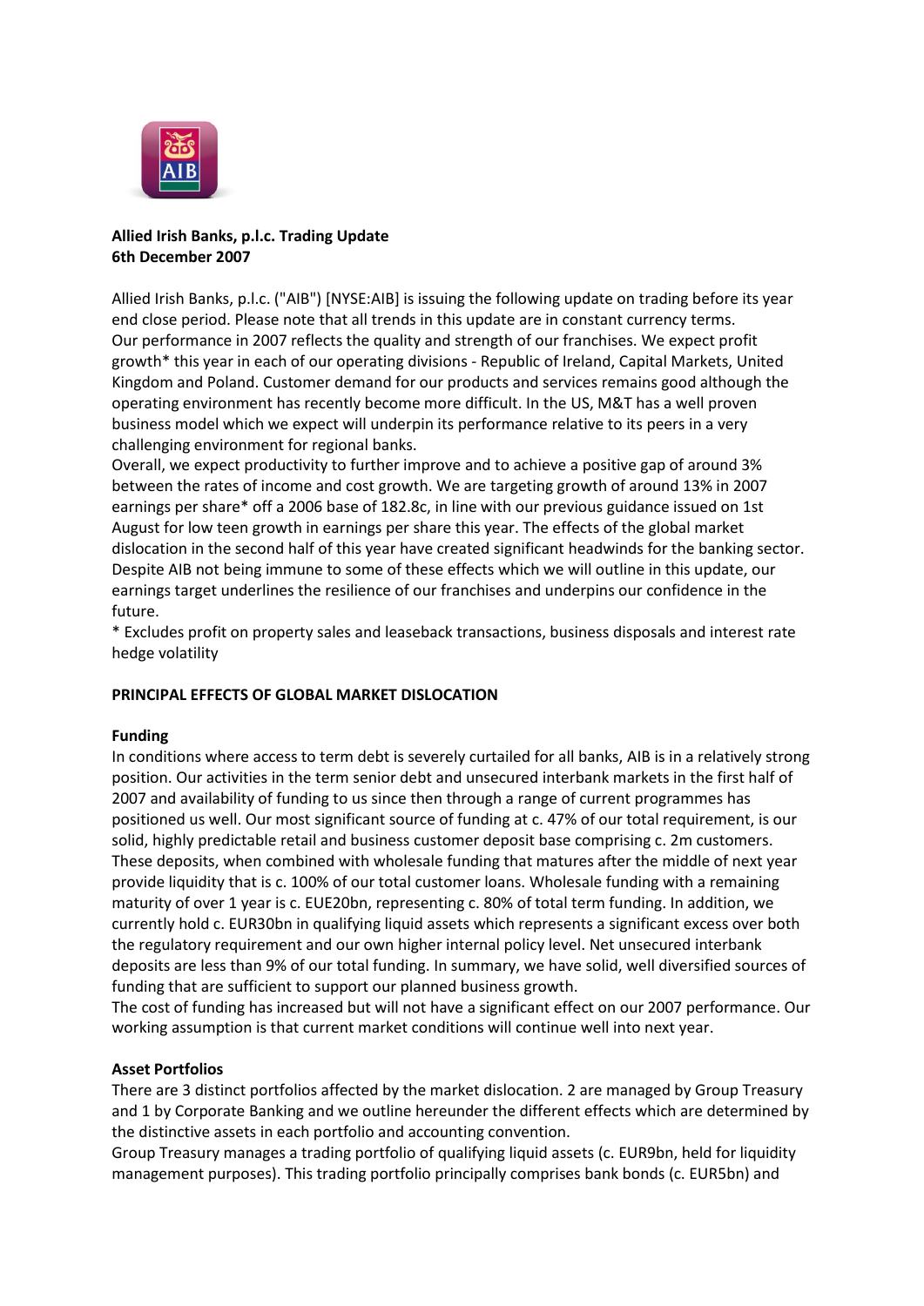**Allied Irish Banks, p.l.c. Trading Update**
**6th December 2007**

Allied Irish Banks, p.l.c. ("AIB") [NYSE:AIB] is issuing the following update on trading before its year end close period. Please note that all trends in this update are in constant currency terms.
Our performance in 2007 reflects the quality and strength of our franchises. We expect profit growth* this year in each of our operating divisions - Republic of Ireland, Capital Markets, United Kingdom and Poland. Customer demand for our products and services remains good although the operating environment has recently become more difficult. In the US, M&T has a well proven business model which we expect will underpin its performance relative to its peers in a very challenging environment for regional banks.
Overall, we expect productivity to further improve and to achieve a positive gap of around 3% between the rates of income and cost growth. We are targeting growth of around 13% in 2007 earnings per share* off a 2006 base of 182.8c, in line with our previous guidance issued on 1st August for low teen growth in earnings per share this year. The effects of the global market dislocation in the second half of this year have created significant headwinds for the banking sector. Despite AIB not being immune to some of these effects which we will outline in this update, our earnings target underlines the resilience of our franchises and underpins our confidence in the future.
* Excludes profit on property sales and leaseback transactions, business disposals and interest rate hedge volatility

**PRINCIPAL EFFECTS OF GLOBAL MARKET DISLOCATION**

**Funding**
In conditions where access to term debt is severely curtailed for all banks, AIB is in a relatively strong position. Our activities in the term senior debt and unsecured interbank markets in the first half of 2007 and availability of funding to us since then through a range of current programmes has positioned us well. Our most significant source of funding at c. 47% of our total requirement, is our solid, highly predictable retail and business customer deposit base comprising c. 2m customers. These deposits, when combined with wholesale funding that matures after the middle of next year provide liquidity that is c. 100% of our total customer loans. Wholesale funding with a remaining maturity of over 1 year is c. EUE20bn, representing c. 80% of total term funding. In addition, we currently hold c. EUR30bn in qualifying liquid assets which represents a significant excess over both the regulatory requirement and our own higher internal policy level. Net unsecured interbank deposits are less than 9% of our total funding. In summary, we have solid, well diversified sources of funding that are sufficient to support our planned business growth.
The cost of funding has increased but will not have a significant effect on our 2007 performance. Our working assumption is that current market conditions will continue well into next year.

**Asset Portfolios**
There are 3 distinct portfolios affected by the market dislocation. 2 are managed by Group Treasury and 1 by Corporate Banking and we outline hereunder the different effects which are determined by the distinctive assets in each portfolio and accounting convention.
Group Treasury manages a trading portfolio of qualifying liquid assets (c. EUR9bn, held for liquidity management purposes). This trading portfolio principally comprises bank bonds (c. EUR5bn) and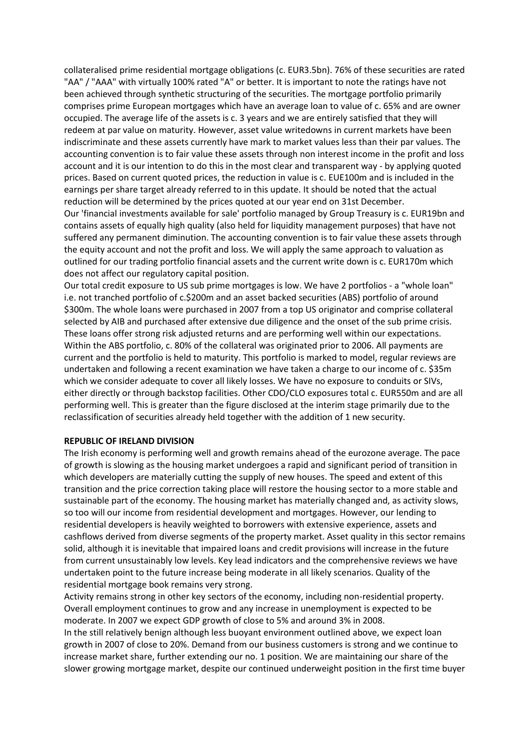collateralised prime residential mortgage obligations (c. EUR3.5bn). 76% of these securities are rated "AA" / "AAA" with virtually 100% rated "A" or better. It is important to note the ratings have not been achieved through synthetic structuring of the securities. The mortgage portfolio primarily comprises prime European mortgages which have an average loan to value of c. 65% and are owner occupied. The average life of the assets is c. 3 years and we are entirely satisfied that they will redeem at par value on maturity. However, asset value writedowns in current markets have been indiscriminate and these assets currently have mark to market values less than their par values. The accounting convention is to fair value these assets through non interest income in the profit and loss account and it is our intention to do this in the most clear and transparent way - by applying quoted prices. Based on current quoted prices, the reduction in value is c. EUE100m and is included in the earnings per share target already referred to in this update. It should be noted that the actual reduction will be determined by the prices quoted at our year end on 31st December.

Our 'financial investments available for sale' portfolio managed by Group Treasury is c. EUR19bn and contains assets of equally high quality (also held for liquidity management purposes) that have not suffered any permanent diminution. The accounting convention is to fair value these assets through the equity account and not the profit and loss. We will apply the same approach to valuation as outlined for our trading portfolio financial assets and the current write down is c. EUR170m which does not affect our regulatory capital position.

Our total credit exposure to US sub prime mortgages is low. We have 2 portfolios - a "whole loan" i.e. not tranched portfolio of c.$200m and an asset backed securities (ABS) portfolio of around $300m. The whole loans were purchased in 2007 from a top US originator and comprise collateral selected by AIB and purchased after extensive due diligence and the onset of the sub prime crisis. These loans offer strong risk adjusted returns and are performing well within our expectations. Within the ABS portfolio, c. 80% of the collateral was originated prior to 2006. All payments are current and the portfolio is held to maturity. This portfolio is marked to model, regular reviews are undertaken and following a recent examination we have taken a charge to our income of c. $35m which we consider adequate to cover all likely losses. We have no exposure to conduits or SIVs, either directly or through backstop facilities. Other CDO/CLO exposures total c. EUR550m and are all performing well. This is greater than the figure disclosed at the interim stage primarily due to the reclassification of securities already held together with the addition of 1 new security.

**REPUBLIC OF IRELAND DIVISION**

The Irish economy is performing well and growth remains ahead of the eurozone average. The pace of growth is slowing as the housing market undergoes a rapid and significant period of transition in which developers are materially cutting the supply of new houses. The speed and extent of this transition and the price correction taking place will restore the housing sector to a more stable and sustainable part of the economy. The housing market has materially changed and, as activity slows, so too will our income from residential development and mortgages. However, our lending to residential developers is heavily weighted to borrowers with extensive experience, assets and cashflows derived from diverse segments of the property market. Asset quality in this sector remains solid, although it is inevitable that impaired loans and credit provisions will increase in the future from current unsustainably low levels. Key lead indicators and the comprehensive reviews we have undertaken point to the future increase being moderate in all likely scenarios. Quality of the residential mortgage book remains very strong.

Activity remains strong in other key sectors of the economy, including non-residential property. Overall employment continues to grow and any increase in unemployment is expected to be moderate. In 2007 we expect GDP growth of close to 5% and around 3% in 2008.

In the still relatively benign although less buoyant environment outlined above, we expect loan growth in 2007 of close to 20%. Demand from our business customers is strong and we continue to increase market share, further extending our no. 1 position. We are maintaining our share of the slower growing mortgage market, despite our continued underweight position in the first time buyer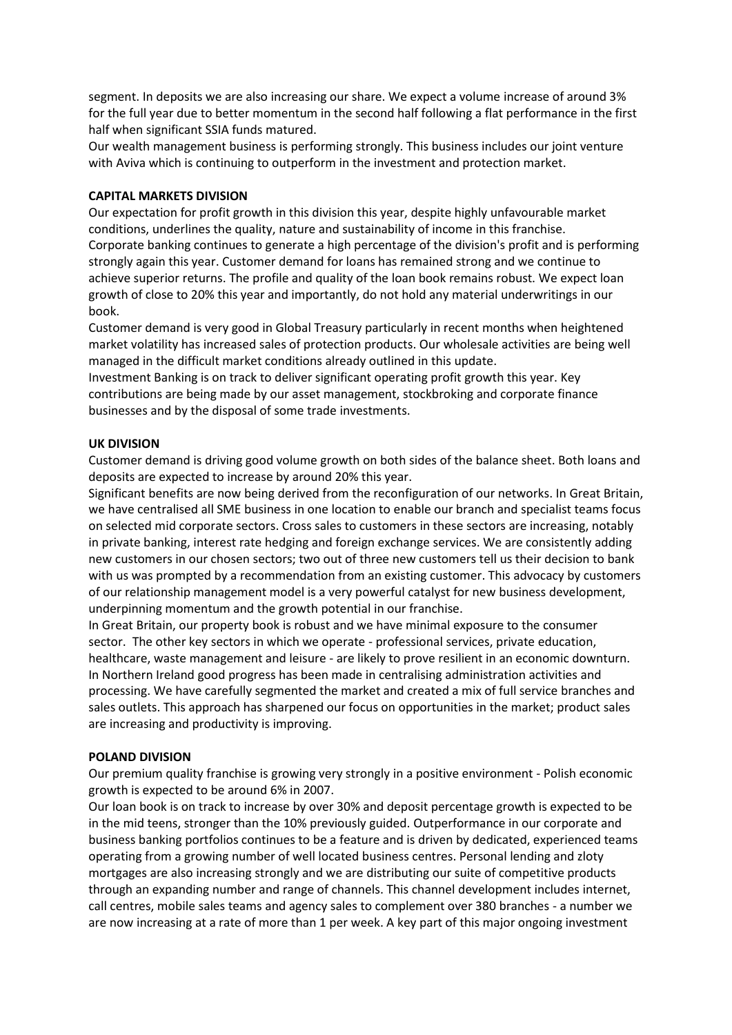segment. In deposits we are also increasing our share. We expect a volume increase of around 3% for the full year due to better momentum in the second half following a flat performance in the first half when significant SSIA funds matured.

Our wealth management business is performing strongly. This business includes our joint venture with Aviva which is continuing to outperform in the investment and protection market.

**CAPITAL MARKETS DIVISION**

Our expectation for profit growth in this division this year, despite highly unfavourable market conditions, underlines the quality, nature and sustainability of income in this franchise.

Corporate banking continues to generate a high percentage of the division's profit and is performing strongly again this year. Customer demand for loans has remained strong and we continue to achieve superior returns. The profile and quality of the loan book remains robust. We expect loan growth of close to 20% this year and importantly, do not hold any material underwritings in our book.

Customer demand is very good in Global Treasury particularly in recent months when heightened market volatility has increased sales of protection products. Our wholesale activities are being well managed in the difficult market conditions already outlined in this update.

Investment Banking is on track to deliver significant operating profit growth this year. Key contributions are being made by our asset management, stockbroking and corporate finance businesses and by the disposal of some trade investments.

**UK DIVISION**

Customer demand is driving good volume growth on both sides of the balance sheet. Both loans and deposits are expected to increase by around 20% this year.

Significant benefits are now being derived from the reconfiguration of our networks. In Great Britain, we have centralised all SME business in one location to enable our branch and specialist teams focus on selected mid corporate sectors. Cross sales to customers in these sectors are increasing, notably in private banking, interest rate hedging and foreign exchange services. We are consistently adding new customers in our chosen sectors; two out of three new customers tell us their decision to bank with us was prompted by a recommendation from an existing customer. This advocacy by customers of our relationship management model is a very powerful catalyst for new business development, underpinning momentum and the growth potential in our franchise.

In Great Britain, our property book is robust and we have minimal exposure to the consumer sector. The other key sectors in which we operate - professional services, private education, healthcare, waste management and leisure - are likely to prove resilient in an economic downturn.

In Northern Ireland good progress has been made in centralising administration activities and processing. We have carefully segmented the market and created a mix of full service branches and sales outlets. This approach has sharpened our focus on opportunities in the market; product sales are increasing and productivity is improving.

**POLAND DIVISION**

Our premium quality franchise is growing very strongly in a positive environment - Polish economic growth is expected to be around 6% in 2007.

Our loan book is on track to increase by over 30% and deposit percentage growth is expected to be in the mid teens, stronger than the 10% previously guided. Outperformance in our corporate and business banking portfolios continues to be a feature and is driven by dedicated, experienced teams operating from a growing number of well located business centres. Personal lending and zloty mortgages are also increasing strongly and we are distributing our suite of competitive products through an expanding number and range of channels. This channel development includes internet, call centres, mobile sales teams and agency sales to complement over 380 branches - a number we are now increasing at a rate of more than 1 per week. A key part of this major ongoing investment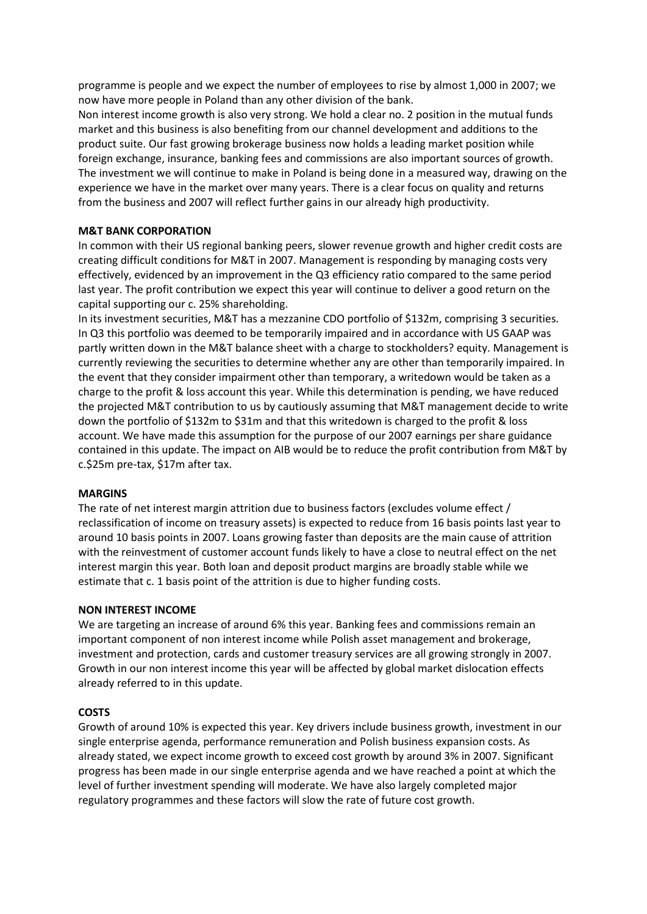programme is people and we expect the number of employees to rise by almost 1,000 in 2007; we now have more people in Poland than any other division of the bank.

Non interest income growth is also very strong. We hold a clear no. 2 position in the mutual funds market and this business is also benefiting from our channel development and additions to the product suite. Our fast growing brokerage business now holds a leading market position while foreign exchange, insurance, banking fees and commissions are also important sources of growth. The investment we will continue to make in Poland is being done in a measured way, drawing on the experience we have in the market over many years. There is a clear focus on quality and returns from the business and 2007 will reflect further gains in our already high productivity.

**M&T BANK CORPORATION**

In common with their US regional banking peers, slower revenue growth and higher credit costs are creating difficult conditions for M&T in 2007. Management is responding by managing costs very effectively, evidenced by an improvement in the Q3 efficiency ratio compared to the same period last year. The profit contribution we expect this year will continue to deliver a good return on the capital supporting our c. 25% shareholding.

In its investment securities, M&T has a mezzanine CDO portfolio of $132m, comprising 3 securities. In Q3 this portfolio was deemed to be temporarily impaired and in accordance with US GAAP was partly written down in the M&T balance sheet with a charge to stockholders? equity. Management is currently reviewing the securities to determine whether any are other than temporarily impaired. In the event that they consider impairment other than temporary, a writedown would be taken as a charge to the profit & loss account this year. While this determination is pending, we have reduced the projected M&T contribution to us by cautiously assuming that M&T management decide to write down the portfolio of $132m to $31m and that this writedown is charged to the profit & loss account. We have made this assumption for the purpose of our 2007 earnings per share guidance contained in this update. The impact on AIB would be to reduce the profit contribution from M&T by c.$25m pre-tax, $17m after tax.

**MARGINS**

The rate of net interest margin attrition due to business factors (excludes volume effect / reclassification of income on treasury assets) is expected to reduce from 16 basis points last year to around 10 basis points in 2007. Loans growing faster than deposits are the main cause of attrition with the reinvestment of customer account funds likely to have a close to neutral effect on the net interest margin this year. Both loan and deposit product margins are broadly stable while we estimate that c. 1 basis point of the attrition is due to higher funding costs.

**NON INTEREST INCOME**

We are targeting an increase of around 6% this year. Banking fees and commissions remain an important component of non interest income while Polish asset management and brokerage, investment and protection, cards and customer treasury services are all growing strongly in 2007. Growth in our non interest income this year will be affected by global market dislocation effects already referred to in this update.

**COSTS**

Growth of around 10% is expected this year. Key drivers include business growth, investment in our single enterprise agenda, performance remuneration and Polish business expansion costs. As already stated, we expect income growth to exceed cost growth by around 3% in 2007. Significant progress has been made in our single enterprise agenda and we have reached a point at which the level of further investment spending will moderate. We have also largely completed major regulatory programmes and these factors will slow the rate of future cost growth.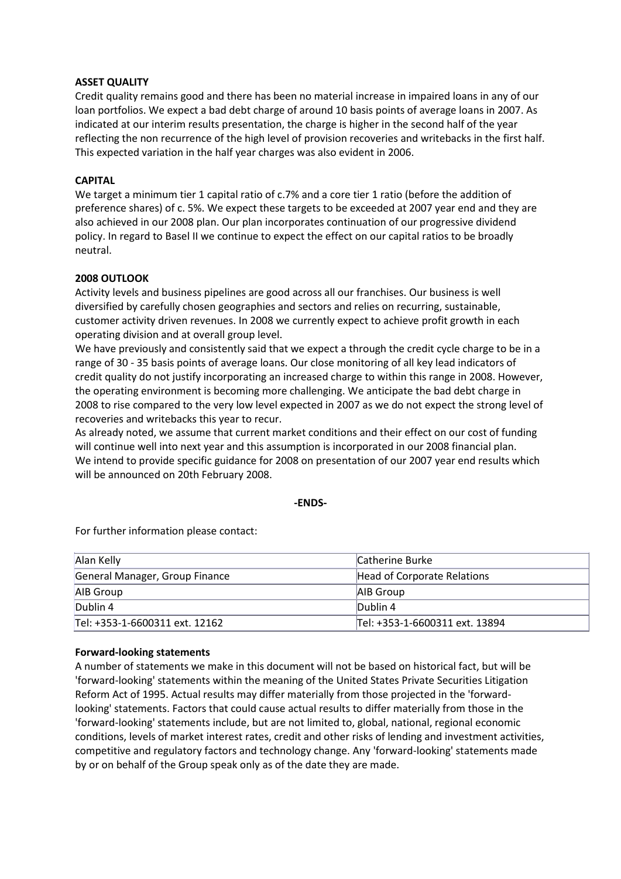**ASSET QUALITY**

Credit quality remains good and there has been no material increase in impaired loans in any of our loan portfolios. We expect a bad debt charge of around 10 basis points of average loans in 2007. As indicated at our interim results presentation, the charge is higher in the second half of the year reflecting the non recurrence of the high level of provision recoveries and writebacks in the first half. This expected variation in the half year charges was also evident in 2006.

**CAPITAL**

We target a minimum tier 1 capital ratio of c.7% and a core tier 1 ratio (before the addition of preference shares) of c. 5%. We expect these targets to be exceeded at 2007 year end and they are also achieved in our 2008 plan. Our plan incorporates continuation of our progressive dividend policy. In regard to Basel II we continue to expect the effect on our capital ratios to be broadly neutral.

**2008 OUTLOOK**

Activity levels and business pipelines are good across all our franchises. Our business is well diversified by carefully chosen geographies and sectors and relies on recurring, sustainable, customer activity driven revenues. In 2008 we currently expect to achieve profit growth in each operating division and at overall group level.

We have previously and consistently said that we expect a through the credit cycle charge to be in a range of 30 - 35 basis points of average loans. Our close monitoring of all key lead indicators of credit quality do not justify incorporating an increased charge to within this range in 2008. However, the operating environment is becoming more challenging. We anticipate the bad debt charge in 2008 to rise compared to the very low level expected in 2007 as we do not expect the strong level of recoveries and writebacks this year to recur.

As already noted, we assume that current market conditions and their effect on our cost of funding will continue well into next year and this assumption is incorporated in our 2008 financial plan.

We intend to provide specific guidance for 2008 on presentation of our 2007 year end results which will be announced on 20th February 2008.

**-ENDS-**

For further information please contact:

| | |
|---|---|
| Alan Kelly | Catherine Burke |
| General Manager, Group Finance | Head of Corporate Relations |
| AIB Group | AIB Group |
| Dublin 4 | Dublin 4 |
| Tel: +353-1-6600311 ext. 12162 | Tel: +353-1-6600311 ext. 13894 |

**Forward-looking statements**

A number of statements we make in this document will not be based on historical fact, but will be 'forward-looking' statements within the meaning of the United States Private Securities Litigation Reform Act of 1995. Actual results may differ materially from those projected in the 'forward-looking' statements. Factors that could cause actual results to differ materially from those in the 'forward-looking' statements include, but are not limited to, global, national, regional economic conditions, levels of market interest rates, credit and other risks of lending and investment activities, competitive and regulatory factors and technology change. Any 'forward-looking' statements made by or on behalf of the Group speak only as of the date they are made.